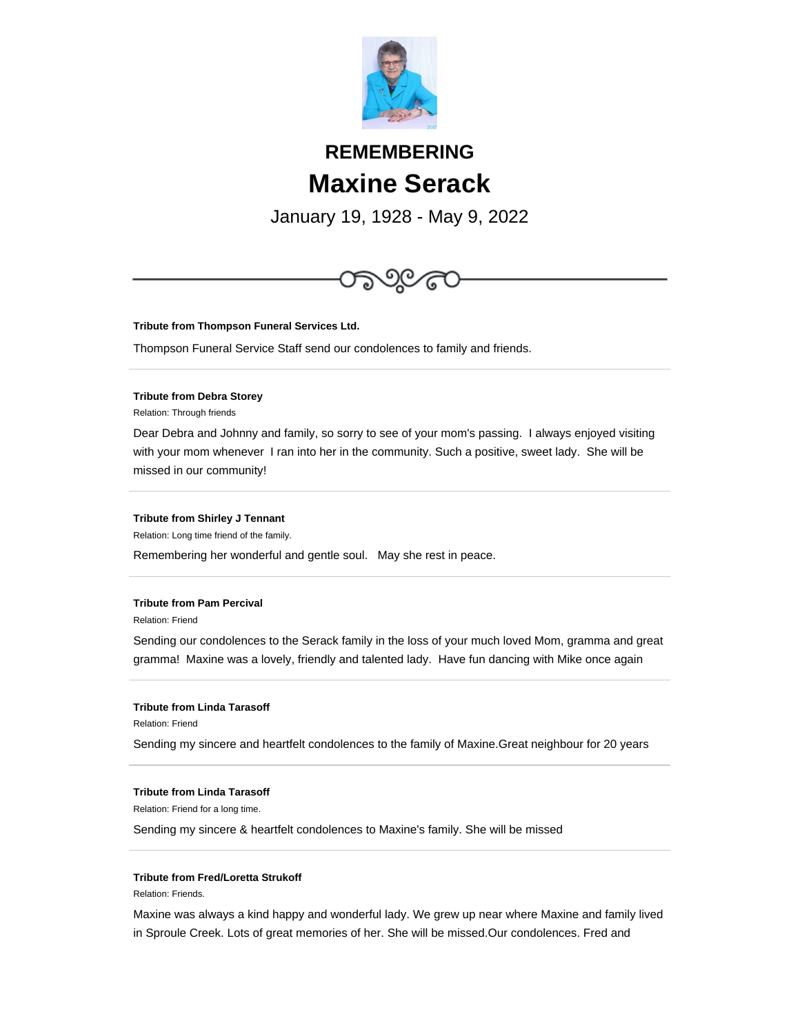# REMEMBERING

# Maxine Serack

January 19, 1928 - May 9, 2022

---

**Tribute from Thompson Funeral Services Ltd.**

Thompson Funeral Service Staff send our condolences to family and friends.

---

**Tribute from Debra Storey**

Relation: Through friends

Dear Debra and Johnny and family, so sorry to see of your mom's passing. I always enjoyed visiting with your mom whenever I ran into her in the community. Such a positive, sweet lady. She will be missed in our community!

---

**Tribute from Shirley J Tennant**

Relation: Long time friend of the family.

Remembering her wonderful and gentle soul. May she rest in peace.

---

**Tribute from Pam Percival**

Relation: Friend

Sending our condolences to the Serack family in the loss of your much loved Mom, gramma and great gramma! Maxine was a lovely, friendly and talented lady. Have fun dancing with Mike once again

---

**Tribute from Linda Tarasoff**

Relation: Friend

Sending my sincere and heartfelt condolences to the family of Maxine.Great neighbour for 20 years

---

**Tribute from Linda Tarasoff**

Relation: Friend for a long time.

Sending my sincere & heartfelt condolences to Maxine's family. She will be missed

---

**Tribute from Fred/Loretta Strukoff**

Relation: Friends.

Maxine was always a kind happy and wonderful lady. We grew up near where Maxine and family lived in Sproule Creek. Lots of great memories of her. She will be missed.Our condolences. Fred and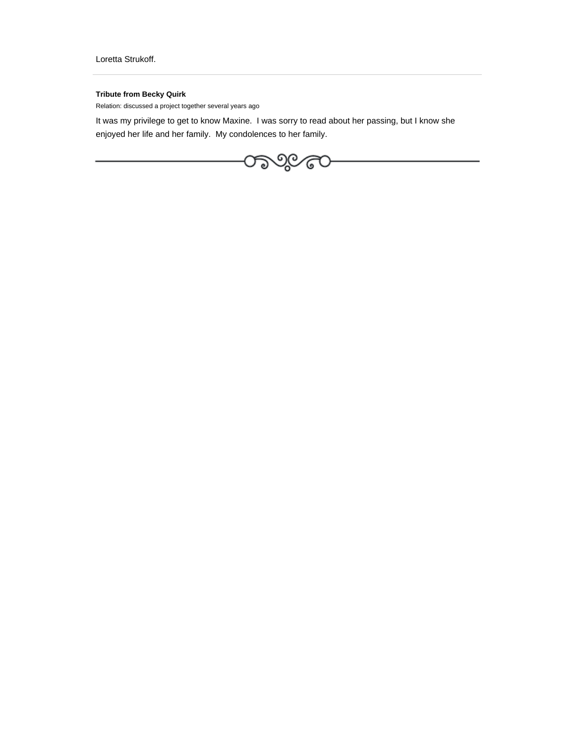Loretta Strukoff.

---

**Tribute from Becky Quirk**

Relation: discussed a project together several years ago

It was my privilege to get to know Maxine.  I was sorry to read about her passing, but I know she enjoyed her life and her family.  My condolences to her family.